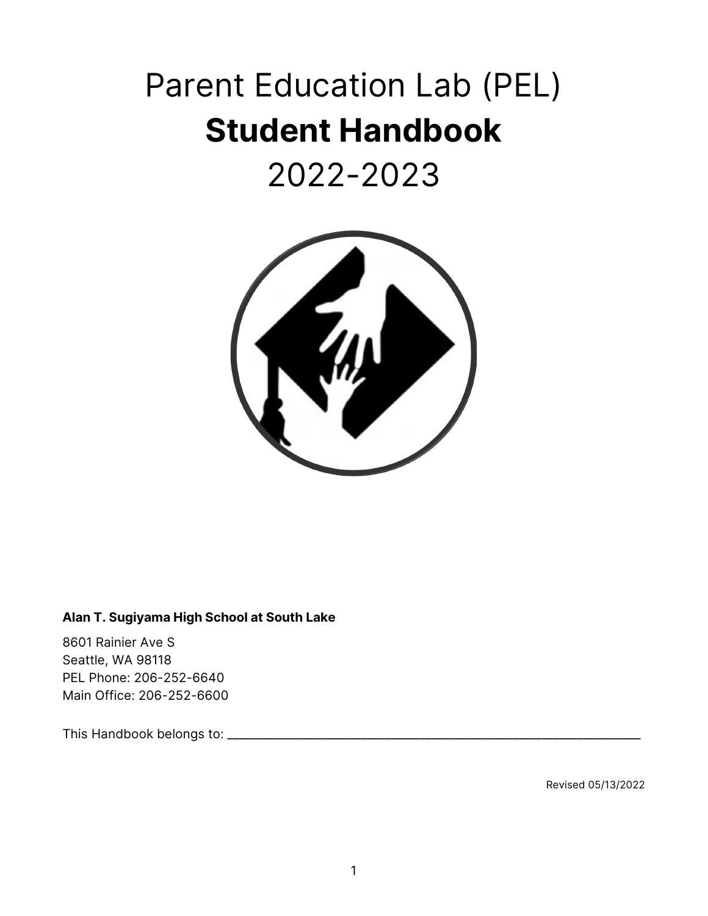# Parent Education Lab (PEL)
# **Student Handbook**
# 2022-2023

**Alan T. Sugiyama High School at South Lake**

8601 Rainier Ave S
Seattle, WA 98118
PEL Phone: 206-252-6640
Main Office: 206-252-6600

This Handbook belongs to: ___________________________________________________________

Revised 05/13/2022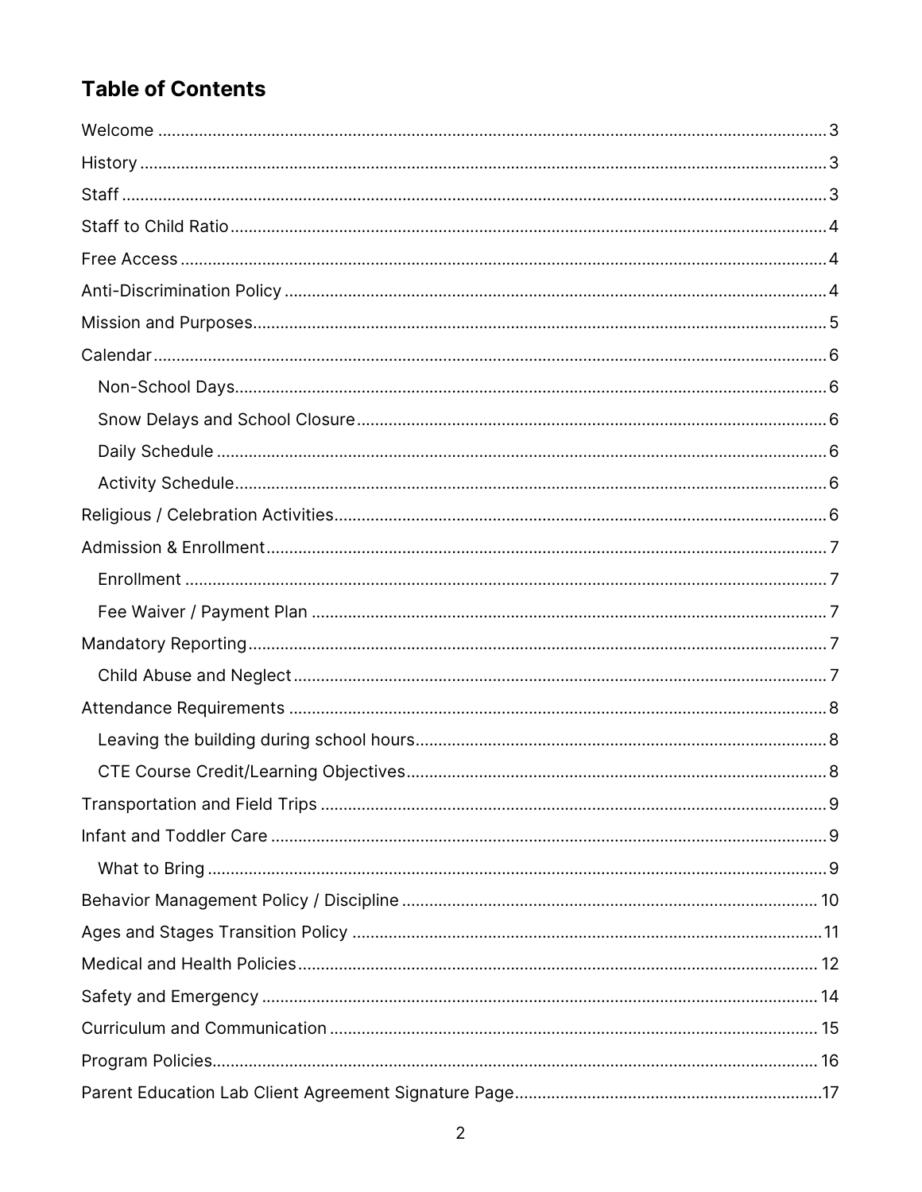## Table of Contents

- Welcome ..... 3
- History ..... 3
- Staff ..... 3
- Staff to Child Ratio ..... 4
- Free Access ..... 4
- Anti-Discrimination Policy ..... 4
- Mission and Purposes ..... 5
- Calendar ..... 6
  - Non-School Days ..... 6
  - Snow Delays and School Closure ..... 6
  - Daily Schedule ..... 6
  - Activity Schedule ..... 6
- Religious / Celebration Activities ..... 6
- Admission & Enrollment ..... 7
  - Enrollment ..... 7
  - Fee Waiver / Payment Plan ..... 7
- Mandatory Reporting ..... 7
  - Child Abuse and Neglect ..... 7
- Attendance Requirements ..... 8
  - Leaving the building during school hours ..... 8
  - CTE Course Credit/Learning Objectives ..... 8
- Transportation and Field Trips ..... 9
- Infant and Toddler Care ..... 9
  - What to Bring ..... 9
- Behavior Management Policy / Discipline ..... 10
- Ages and Stages Transition Policy ..... 11
- Medical and Health Policies ..... 12
- Safety and Emergency ..... 14
- Curriculum and Communication ..... 15
- Program Policies ..... 16
- Parent Education Lab Client Agreement Signature Page ..... 17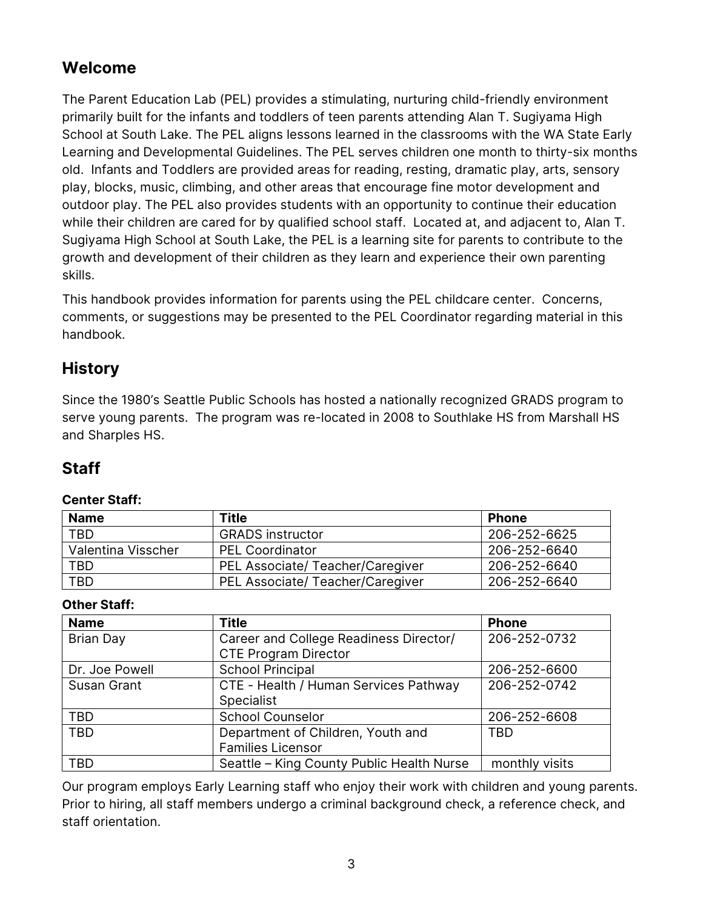## Welcome

The Parent Education Lab (PEL) provides a stimulating, nurturing child-friendly environment primarily built for the infants and toddlers of teen parents attending Alan T. Sugiyama High School at South Lake. The PEL aligns lessons learned in the classrooms with the WA State Early Learning and Developmental Guidelines. The PEL serves children one month to thirty-six months old. Infants and Toddlers are provided areas for reading, resting, dramatic play, arts, sensory play, blocks, music, climbing, and other areas that encourage fine motor development and outdoor play. The PEL also provides students with an opportunity to continue their education while their children are cared for by qualified school staff. Located at, and adjacent to, Alan T. Sugiyama High School at South Lake, the PEL is a learning site for parents to contribute to the growth and development of their children as they learn and experience their own parenting skills.

This handbook provides information for parents using the PEL childcare center. Concerns, comments, or suggestions may be presented to the PEL Coordinator regarding material in this handbook.

## History

Since the 1980's Seattle Public Schools has hosted a nationally recognized GRADS program to serve young parents. The program was re-located in 2008 to Southlake HS from Marshall HS and Sharples HS.

## Staff

**Center Staff:**

| Name | Title | Phone |
| --- | --- | --- |
| TBD | GRADS instructor | 206-252-6625 |
| Valentina Visscher | PEL Coordinator | 206-252-6640 |
| TBD | PEL Associate/ Teacher/Caregiver | 206-252-6640 |
| TBD | PEL Associate/ Teacher/Caregiver | 206-252-6640 |

**Other Staff:**

| Name | Title | Phone |
| --- | --- | --- |
| Brian Day | Career and College Readiness Director/ CTE Program Director | 206-252-0732 |
| Dr. Joe Powell | School Principal | 206-252-6600 |
| Susan Grant | CTE - Health / Human Services Pathway Specialist | 206-252-0742 |
| TBD | School Counselor | 206-252-6608 |
| TBD | Department of Children, Youth and Families Licensor | TBD |
| TBD | Seattle – King County Public Health Nurse | monthly visits |

Our program employs Early Learning staff who enjoy their work with children and young parents. Prior to hiring, all staff members undergo a criminal background check, a reference check, and staff orientation.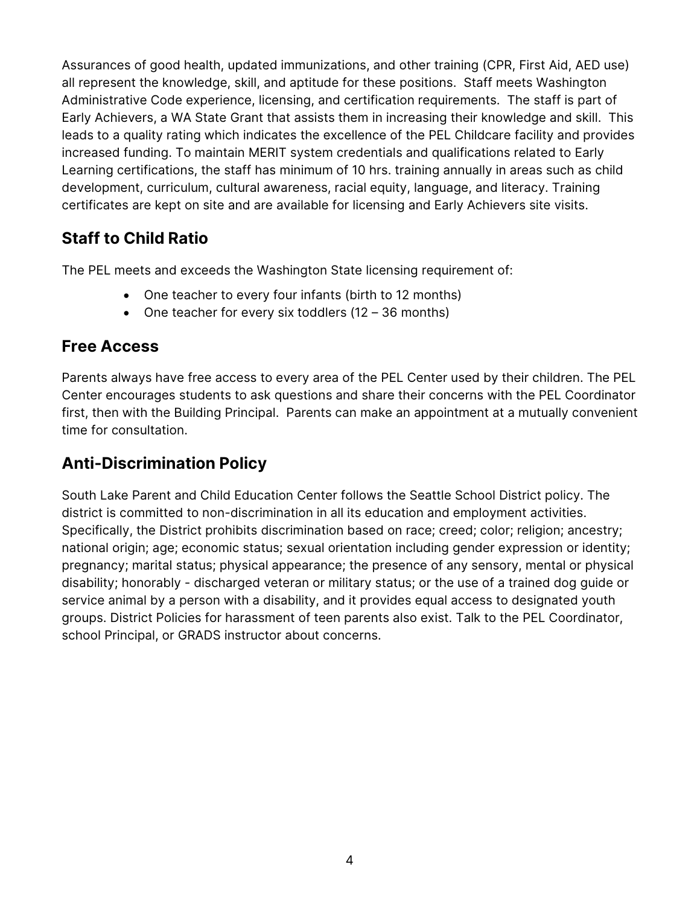Assurances of good health, updated immunizations, and other training (CPR, First Aid, AED use) all represent the knowledge, skill, and aptitude for these positions. Staff meets Washington Administrative Code experience, licensing, and certification requirements. The staff is part of Early Achievers, a WA State Grant that assists them in increasing their knowledge and skill. This leads to a quality rating which indicates the excellence of the PEL Childcare facility and provides increased funding. To maintain MERIT system credentials and qualifications related to Early Learning certifications, the staff has minimum of 10 hrs. training annually in areas such as child development, curriculum, cultural awareness, racial equity, language, and literacy. Training certificates are kept on site and are available for licensing and Early Achievers site visits.

## Staff to Child Ratio

The PEL meets and exceeds the Washington State licensing requirement of:

- One teacher to every four infants (birth to 12 months)
- One teacher for every six toddlers (12 – 36 months)

## Free Access

Parents always have free access to every area of the PEL Center used by their children. The PEL Center encourages students to ask questions and share their concerns with the PEL Coordinator first, then with the Building Principal. Parents can make an appointment at a mutually convenient time for consultation.

## Anti-Discrimination Policy

South Lake Parent and Child Education Center follows the Seattle School District policy. The district is committed to non-discrimination in all its education and employment activities. Specifically, the District prohibits discrimination based on race; creed; color; religion; ancestry; national origin; age; economic status; sexual orientation including gender expression or identity; pregnancy; marital status; physical appearance; the presence of any sensory, mental or physical disability; honorably - discharged veteran or military status; or the use of a trained dog guide or service animal by a person with a disability, and it provides equal access to designated youth groups. District Policies for harassment of teen parents also exist. Talk to the PEL Coordinator, school Principal, or GRADS instructor about concerns.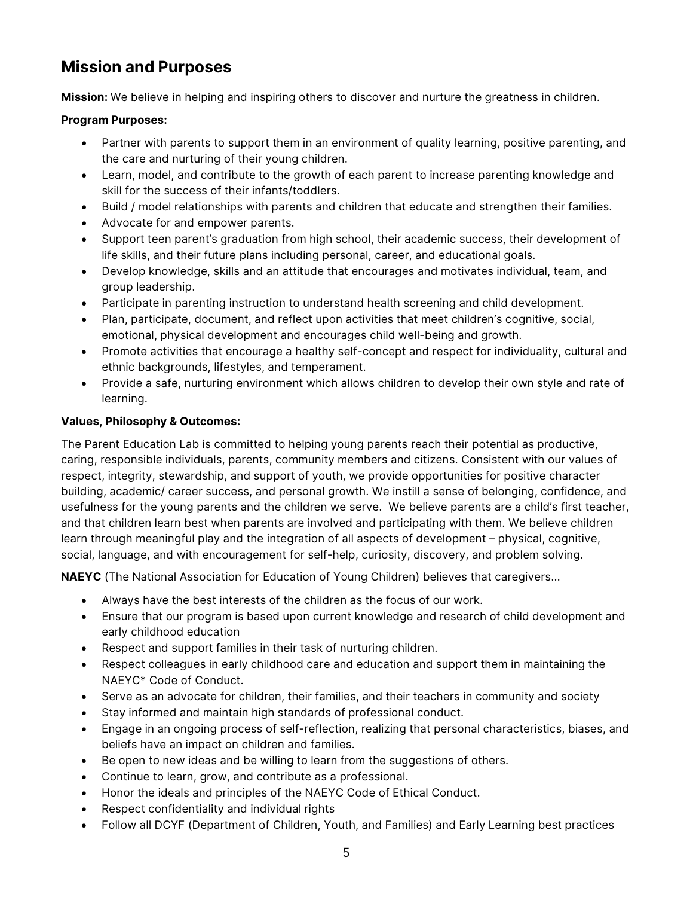## Mission and Purposes

**Mission:** We believe in helping and inspiring others to discover and nurture the greatness in children.

**Program Purposes:**

- Partner with parents to support them in an environment of quality learning, positive parenting, and the care and nurturing of their young children.
- Learn, model, and contribute to the growth of each parent to increase parenting knowledge and skill for the success of their infants/toddlers.
- Build / model relationships with parents and children that educate and strengthen their families.
- Advocate for and empower parents.
- Support teen parent's graduation from high school, their academic success, their development of life skills, and their future plans including personal, career, and educational goals.
- Develop knowledge, skills and an attitude that encourages and motivates individual, team, and group leadership.
- Participate in parenting instruction to understand health screening and child development.
- Plan, participate, document, and reflect upon activities that meet children's cognitive, social, emotional, physical development and encourages child well-being and growth.
- Promote activities that encourage a healthy self-concept and respect for individuality, cultural and ethnic backgrounds, lifestyles, and temperament.
- Provide a safe, nurturing environment which allows children to develop their own style and rate of learning.

**Values, Philosophy & Outcomes:**

The Parent Education Lab is committed to helping young parents reach their potential as productive, caring, responsible individuals, parents, community members and citizens. Consistent with our values of respect, integrity, stewardship, and support of youth, we provide opportunities for positive character building, academic/ career success, and personal growth. We instill a sense of belonging, confidence, and usefulness for the young parents and the children we serve. We believe parents are a child's first teacher, and that children learn best when parents are involved and participating with them. We believe children learn through meaningful play and the integration of all aspects of development – physical, cognitive, social, language, and with encouragement for self-help, curiosity, discovery, and problem solving.

**NAEYC** (The National Association for Education of Young Children) believes that caregivers…

- Always have the best interests of the children as the focus of our work.
- Ensure that our program is based upon current knowledge and research of child development and early childhood education
- Respect and support families in their task of nurturing children.
- Respect colleagues in early childhood care and education and support them in maintaining the NAEYC* Code of Conduct.
- Serve as an advocate for children, their families, and their teachers in community and society
- Stay informed and maintain high standards of professional conduct.
- Engage in an ongoing process of self-reflection, realizing that personal characteristics, biases, and beliefs have an impact on children and families.
- Be open to new ideas and be willing to learn from the suggestions of others.
- Continue to learn, grow, and contribute as a professional.
- Honor the ideals and principles of the NAEYC Code of Ethical Conduct.
- Respect confidentiality and individual rights
- Follow all DCYF (Department of Children, Youth, and Families) and Early Learning best practices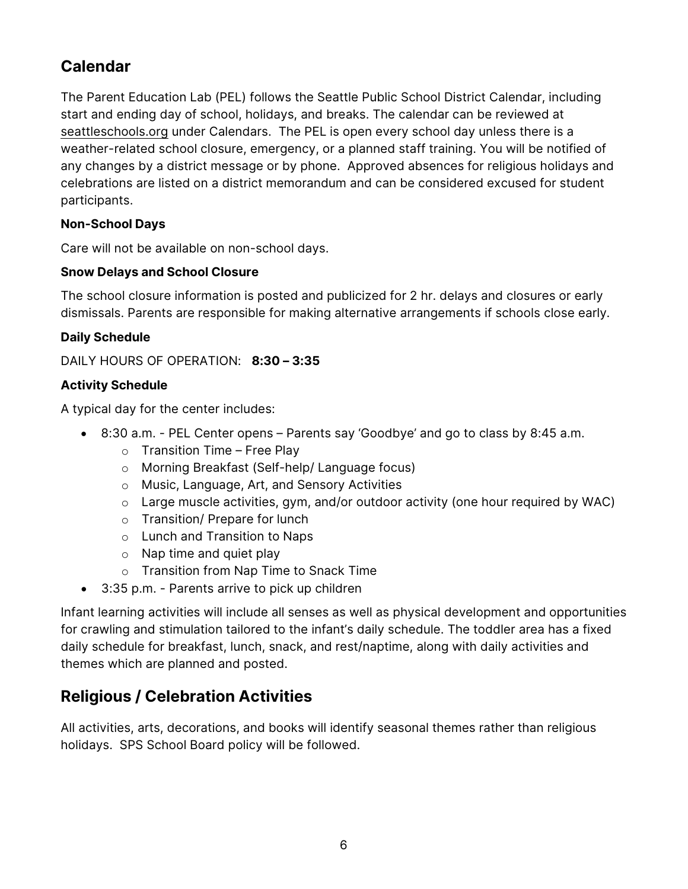## Calendar

The Parent Education Lab (PEL) follows the Seattle Public School District Calendar, including start and ending day of school, holidays, and breaks. The calendar can be reviewed at seattleschools.org under Calendars. The PEL is open every school day unless there is a weather-related school closure, emergency, or a planned staff training. You will be notified of any changes by a district message or by phone. Approved absences for religious holidays and celebrations are listed on a district memorandum and can be considered excused for student participants.

### Non-School Days

Care will not be available on non-school days.

### Snow Delays and School Closure

The school closure information is posted and publicized for 2 hr. delays and closures or early dismissals. Parents are responsible for making alternative arrangements if schools close early.

### Daily Schedule

DAILY HOURS OF OPERATION: **8:30 – 3:35**

### Activity Schedule

A typical day for the center includes:

- 8:30 a.m. - PEL Center opens – Parents say 'Goodbye' and go to class by 8:45 a.m.
  - Transition Time – Free Play
  - Morning Breakfast (Self-help/ Language focus)
  - Music, Language, Art, and Sensory Activities
  - Large muscle activities, gym, and/or outdoor activity (one hour required by WAC)
  - Transition/ Prepare for lunch
  - Lunch and Transition to Naps
  - Nap time and quiet play
  - Transition from Nap Time to Snack Time
- 3:35 p.m. - Parents arrive to pick up children

Infant learning activities will include all senses as well as physical development and opportunities for crawling and stimulation tailored to the infant's daily schedule. The toddler area has a fixed daily schedule for breakfast, lunch, snack, and rest/naptime, along with daily activities and themes which are planned and posted.

## Religious / Celebration Activities

All activities, arts, decorations, and books will identify seasonal themes rather than religious holidays. SPS School Board policy will be followed.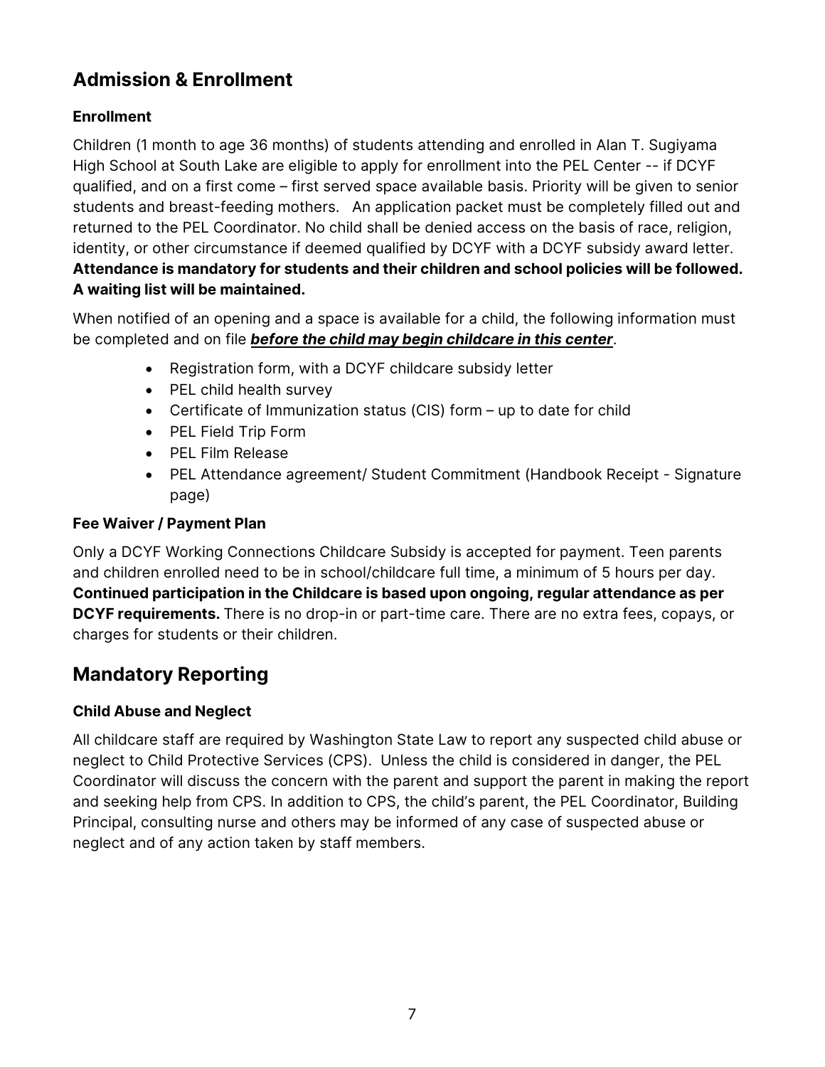## Admission & Enrollment

### Enrollment

Children (1 month to age 36 months) of students attending and enrolled in Alan T. Sugiyama High School at South Lake are eligible to apply for enrollment into the PEL Center -- if DCYF qualified, and on a first come – first served space available basis. Priority will be given to senior students and breast-feeding mothers. An application packet must be completely filled out and returned to the PEL Coordinator. No child shall be denied access on the basis of race, religion, identity, or other circumstance if deemed qualified by DCYF with a DCYF subsidy award letter. **Attendance is mandatory for students and their children and school policies will be followed. A waiting list will be maintained.**

When notified of an opening and a space is available for a child, the following information must be completed and on file ***before the child may begin childcare in this center***.

- Registration form, with a DCYF childcare subsidy letter
- PEL child health survey
- Certificate of Immunization status (CIS) form – up to date for child
- PEL Field Trip Form
- PEL Film Release
- PEL Attendance agreement/ Student Commitment (Handbook Receipt - Signature page)

### Fee Waiver / Payment Plan

Only a DCYF Working Connections Childcare Subsidy is accepted for payment. Teen parents and children enrolled need to be in school/childcare full time, a minimum of 5 hours per day. **Continued participation in the Childcare is based upon ongoing, regular attendance as per DCYF requirements.** There is no drop-in or part-time care. There are no extra fees, copays, or charges for students or their children.

## Mandatory Reporting

### Child Abuse and Neglect

All childcare staff are required by Washington State Law to report any suspected child abuse or neglect to Child Protective Services (CPS). Unless the child is considered in danger, the PEL Coordinator will discuss the concern with the parent and support the parent in making the report and seeking help from CPS. In addition to CPS, the child's parent, the PEL Coordinator, Building Principal, consulting nurse and others may be informed of any case of suspected abuse or neglect and of any action taken by staff members.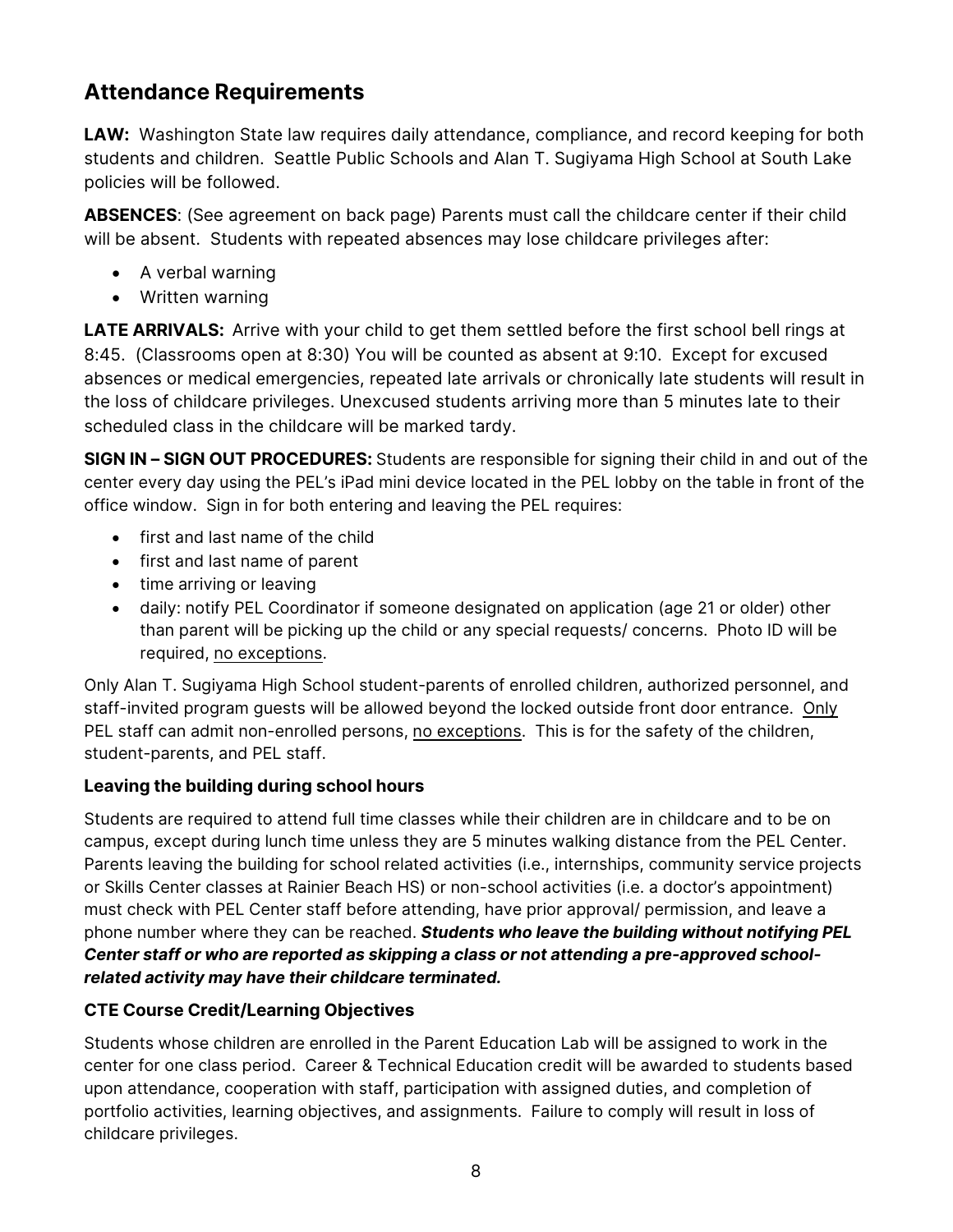## Attendance Requirements

**LAW:** Washington State law requires daily attendance, compliance, and record keeping for both students and children. Seattle Public Schools and Alan T. Sugiyama High School at South Lake policies will be followed.

**ABSENCES**: (See agreement on back page) Parents must call the childcare center if their child will be absent. Students with repeated absences may lose childcare privileges after:

- A verbal warning
- Written warning

**LATE ARRIVALS:** Arrive with your child to get them settled before the first school bell rings at 8:45. (Classrooms open at 8:30) You will be counted as absent at 9:10. Except for excused absences or medical emergencies, repeated late arrivals or chronically late students will result in the loss of childcare privileges. Unexcused students arriving more than 5 minutes late to their scheduled class in the childcare will be marked tardy.

**SIGN IN – SIGN OUT PROCEDURES:** Students are responsible for signing their child in and out of the center every day using the PEL's iPad mini device located in the PEL lobby on the table in front of the office window. Sign in for both entering and leaving the PEL requires:

- first and last name of the child
- first and last name of parent
- time arriving or leaving
- daily: notify PEL Coordinator if someone designated on application (age 21 or older) other than parent will be picking up the child or any special requests/ concerns. Photo ID will be required, <u>no exceptions</u>.

Only Alan T. Sugiyama High School student-parents of enrolled children, authorized personnel, and staff-invited program guests will be allowed beyond the locked outside front door entrance. <u>Only</u> PEL staff can admit non-enrolled persons, <u>no exceptions</u>. This is for the safety of the children, student-parents, and PEL staff.

### Leaving the building during school hours

Students are required to attend full time classes while their children are in childcare and to be on campus, except during lunch time unless they are 5 minutes walking distance from the PEL Center. Parents leaving the building for school related activities (i.e., internships, community service projects or Skills Center classes at Rainier Beach HS) or non-school activities (i.e. a doctor's appointment) must check with PEL Center staff before attending, have prior approval/ permission, and leave a phone number where they can be reached. ***Students who leave the building without notifying PEL Center staff or who are reported as skipping a class or not attending a pre-approved school-related activity may have their childcare terminated.***

### CTE Course Credit/Learning Objectives

Students whose children are enrolled in the Parent Education Lab will be assigned to work in the center for one class period. Career & Technical Education credit will be awarded to students based upon attendance, cooperation with staff, participation with assigned duties, and completion of portfolio activities, learning objectives, and assignments. Failure to comply will result in loss of childcare privileges.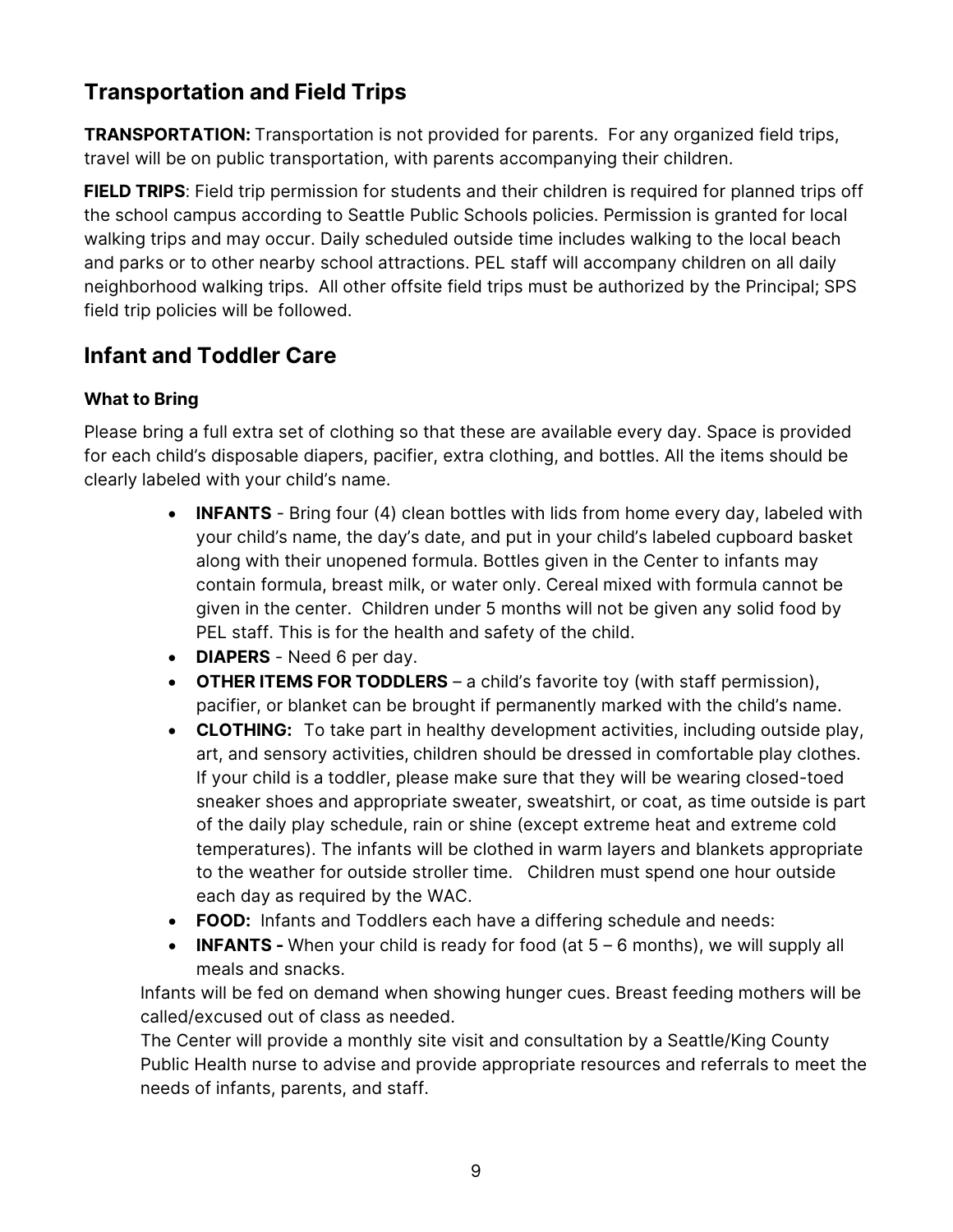## Transportation and Field Trips

**TRANSPORTATION:** Transportation is not provided for parents. For any organized field trips, travel will be on public transportation, with parents accompanying their children.

**FIELD TRIPS**: Field trip permission for students and their children is required for planned trips off the school campus according to Seattle Public Schools policies. Permission is granted for local walking trips and may occur. Daily scheduled outside time includes walking to the local beach and parks or to other nearby school attractions. PEL staff will accompany children on all daily neighborhood walking trips. All other offsite field trips must be authorized by the Principal; SPS field trip policies will be followed.

## Infant and Toddler Care

### What to Bring

Please bring a full extra set of clothing so that these are available every day. Space is provided for each child's disposable diapers, pacifier, extra clothing, and bottles. All the items should be clearly labeled with your child's name.

- **INFANTS** - Bring four (4) clean bottles with lids from home every day, labeled with your child's name, the day's date, and put in your child's labeled cupboard basket along with their unopened formula. Bottles given in the Center to infants may contain formula, breast milk, or water only. Cereal mixed with formula cannot be given in the center. Children under 5 months will not be given any solid food by PEL staff. This is for the health and safety of the child.
- **DIAPERS** - Need 6 per day.
- **OTHER ITEMS FOR TODDLERS** – a child's favorite toy (with staff permission), pacifier, or blanket can be brought if permanently marked with the child's name.
- **CLOTHING:** To take part in healthy development activities, including outside play, art, and sensory activities, children should be dressed in comfortable play clothes. If your child is a toddler, please make sure that they will be wearing closed-toed sneaker shoes and appropriate sweater, sweatshirt, or coat, as time outside is part of the daily play schedule, rain or shine (except extreme heat and extreme cold temperatures). The infants will be clothed in warm layers and blankets appropriate to the weather for outside stroller time. Children must spend one hour outside each day as required by the WAC.
- **FOOD:** Infants and Toddlers each have a differing schedule and needs:
- **INFANTS -** When your child is ready for food (at 5 – 6 months), we will supply all meals and snacks.

Infants will be fed on demand when showing hunger cues. Breast feeding mothers will be called/excused out of class as needed.

The Center will provide a monthly site visit and consultation by a Seattle/King County Public Health nurse to advise and provide appropriate resources and referrals to meet the needs of infants, parents, and staff.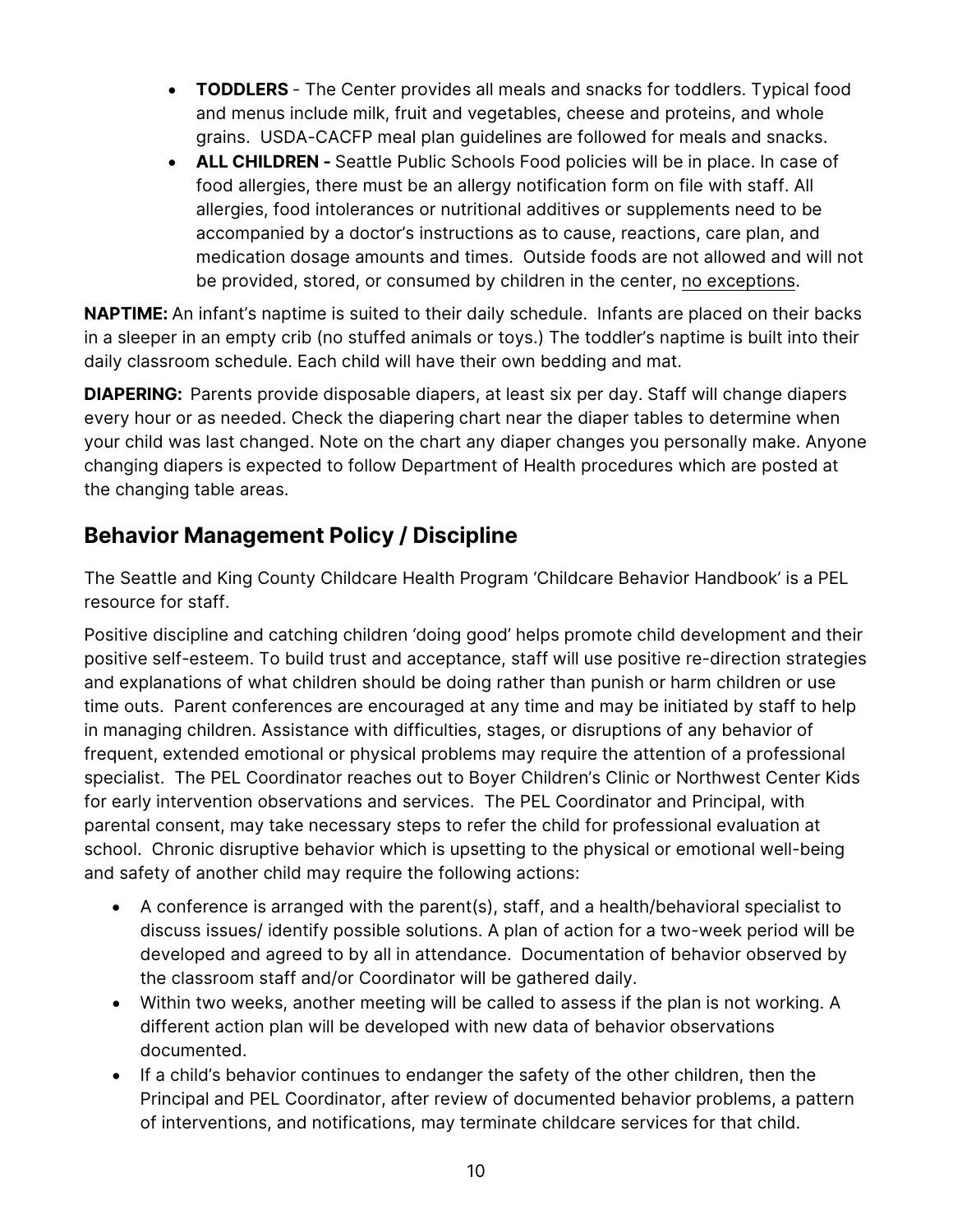- **TODDLERS** - The Center provides all meals and snacks for toddlers. Typical food and menus include milk, fruit and vegetables, cheese and proteins, and whole grains. USDA-CACFP meal plan guidelines are followed for meals and snacks.
- **ALL CHILDREN -** Seattle Public Schools Food policies will be in place. In case of food allergies, there must be an allergy notification form on file with staff. All allergies, food intolerances or nutritional additives or supplements need to be accompanied by a doctor's instructions as to cause, reactions, care plan, and medication dosage amounts and times. Outside foods are not allowed and will not be provided, stored, or consumed by children in the center, <u>no exceptions</u>.

**NAPTIME:** An infant's naptime is suited to their daily schedule. Infants are placed on their backs in a sleeper in an empty crib (no stuffed animals or toys.) The toddler's naptime is built into their daily classroom schedule. Each child will have their own bedding and mat.

**DIAPERING:** Parents provide disposable diapers, at least six per day. Staff will change diapers every hour or as needed. Check the diapering chart near the diaper tables to determine when your child was last changed. Note on the chart any diaper changes you personally make. Anyone changing diapers is expected to follow Department of Health procedures which are posted at the changing table areas.

## Behavior Management Policy / Discipline

The Seattle and King County Childcare Health Program 'Childcare Behavior Handbook' is a PEL resource for staff.

Positive discipline and catching children 'doing good' helps promote child development and their positive self-esteem. To build trust and acceptance, staff will use positive re-direction strategies and explanations of what children should be doing rather than punish or harm children or use time outs. Parent conferences are encouraged at any time and may be initiated by staff to help in managing children. Assistance with difficulties, stages, or disruptions of any behavior of frequent, extended emotional or physical problems may require the attention of a professional specialist. The PEL Coordinator reaches out to Boyer Children's Clinic or Northwest Center Kids for early intervention observations and services. The PEL Coordinator and Principal, with parental consent, may take necessary steps to refer the child for professional evaluation at school. Chronic disruptive behavior which is upsetting to the physical or emotional well-being and safety of another child may require the following actions:

- A conference is arranged with the parent(s), staff, and a health/behavioral specialist to discuss issues/ identify possible solutions. A plan of action for a two-week period will be developed and agreed to by all in attendance. Documentation of behavior observed by the classroom staff and/or Coordinator will be gathered daily.
- Within two weeks, another meeting will be called to assess if the plan is not working. A different action plan will be developed with new data of behavior observations documented.
- If a child's behavior continues to endanger the safety of the other children, then the Principal and PEL Coordinator, after review of documented behavior problems, a pattern of interventions, and notifications, may terminate childcare services for that child.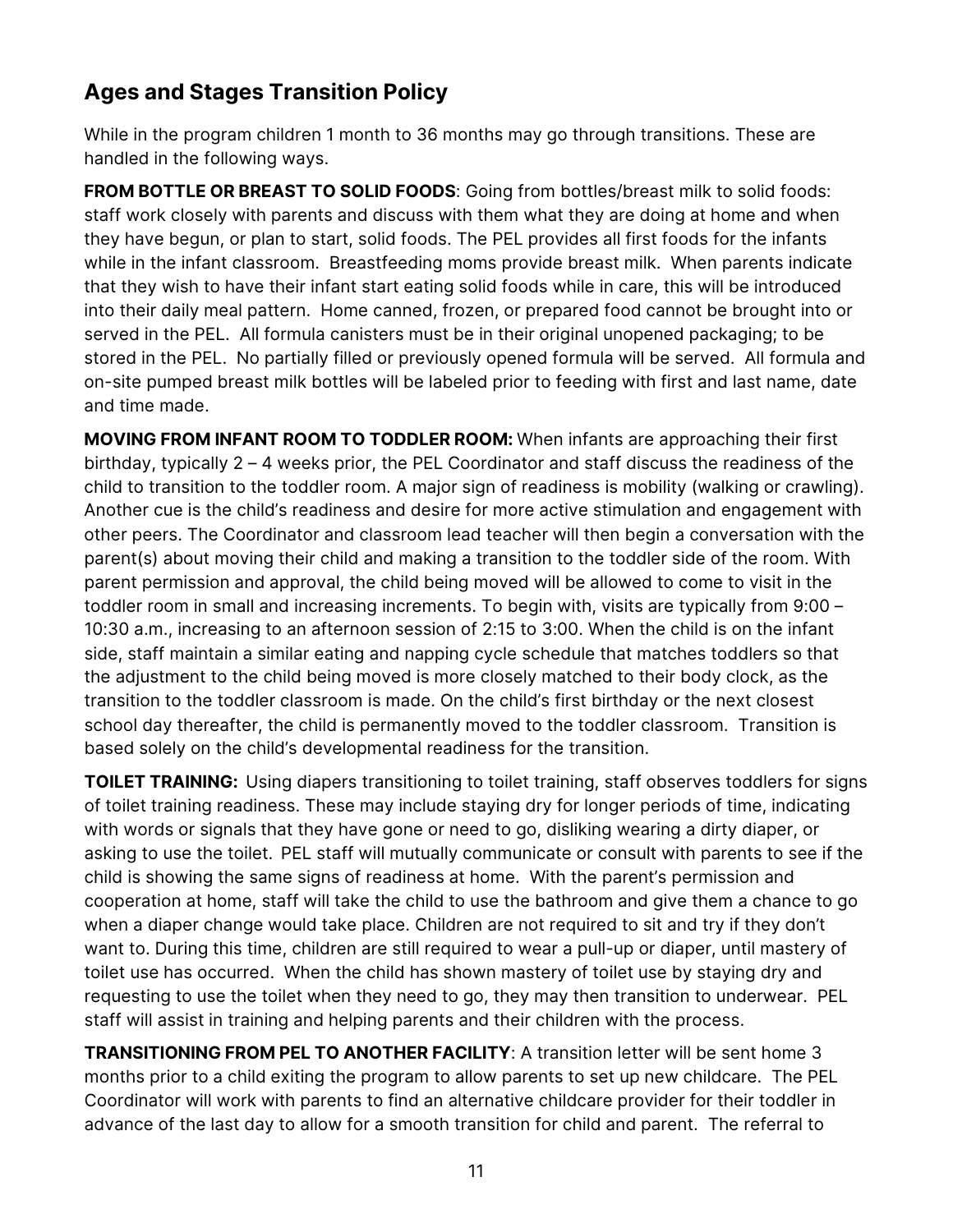## Ages and Stages Transition Policy

While in the program children 1 month to 36 months may go through transitions. These are handled in the following ways.

**FROM BOTTLE OR BREAST TO SOLID FOODS**: Going from bottles/breast milk to solid foods: staff work closely with parents and discuss with them what they are doing at home and when they have begun, or plan to start, solid foods. The PEL provides all first foods for the infants while in the infant classroom. Breastfeeding moms provide breast milk. When parents indicate that they wish to have their infant start eating solid foods while in care, this will be introduced into their daily meal pattern. Home canned, frozen, or prepared food cannot be brought into or served in the PEL. All formula canisters must be in their original unopened packaging; to be stored in the PEL. No partially filled or previously opened formula will be served. All formula and on-site pumped breast milk bottles will be labeled prior to feeding with first and last name, date and time made.

**MOVING FROM INFANT ROOM TO TODDLER ROOM:** When infants are approaching their first birthday, typically 2 – 4 weeks prior, the PEL Coordinator and staff discuss the readiness of the child to transition to the toddler room. A major sign of readiness is mobility (walking or crawling). Another cue is the child's readiness and desire for more active stimulation and engagement with other peers. The Coordinator and classroom lead teacher will then begin a conversation with the parent(s) about moving their child and making a transition to the toddler side of the room. With parent permission and approval, the child being moved will be allowed to come to visit in the toddler room in small and increasing increments. To begin with, visits are typically from 9:00 – 10:30 a.m., increasing to an afternoon session of 2:15 to 3:00. When the child is on the infant side, staff maintain a similar eating and napping cycle schedule that matches toddlers so that the adjustment to the child being moved is more closely matched to their body clock, as the transition to the toddler classroom is made. On the child's first birthday or the next closest school day thereafter, the child is permanently moved to the toddler classroom. Transition is based solely on the child's developmental readiness for the transition.

**TOILET TRAINING:** Using diapers transitioning to toilet training, staff observes toddlers for signs of toilet training readiness. These may include staying dry for longer periods of time, indicating with words or signals that they have gone or need to go, disliking wearing a dirty diaper, or asking to use the toilet. PEL staff will mutually communicate or consult with parents to see if the child is showing the same signs of readiness at home. With the parent's permission and cooperation at home, staff will take the child to use the bathroom and give them a chance to go when a diaper change would take place. Children are not required to sit and try if they don't want to. During this time, children are still required to wear a pull-up or diaper, until mastery of toilet use has occurred. When the child has shown mastery of toilet use by staying dry and requesting to use the toilet when they need to go, they may then transition to underwear. PEL staff will assist in training and helping parents and their children with the process.

**TRANSITIONING FROM PEL TO ANOTHER FACILITY**: A transition letter will be sent home 3 months prior to a child exiting the program to allow parents to set up new childcare. The PEL Coordinator will work with parents to find an alternative childcare provider for their toddler in advance of the last day to allow for a smooth transition for child and parent. The referral to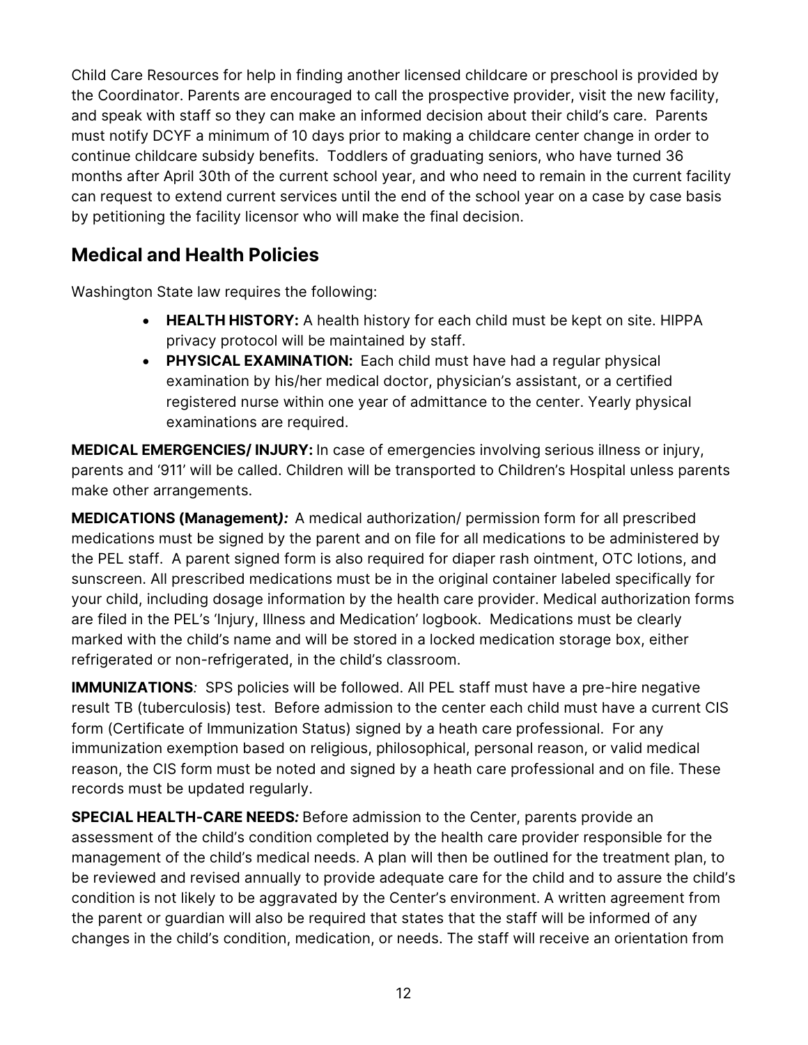Child Care Resources for help in finding another licensed childcare or preschool is provided by the Coordinator. Parents are encouraged to call the prospective provider, visit the new facility, and speak with staff so they can make an informed decision about their child's care. Parents must notify DCYF a minimum of 10 days prior to making a childcare center change in order to continue childcare subsidy benefits. Toddlers of graduating seniors, who have turned 36 months after April 30th of the current school year, and who need to remain in the current facility can request to extend current services until the end of the school year on a case by case basis by petitioning the facility licensor who will make the final decision.

## Medical and Health Policies

Washington State law requires the following:

- **HEALTH HISTORY:** A health history for each child must be kept on site. HIPPA privacy protocol will be maintained by staff.
- **PHYSICAL EXAMINATION:** Each child must have had a regular physical examination by his/her medical doctor, physician's assistant, or a certified registered nurse within one year of admittance to the center. Yearly physical examinations are required.

**MEDICAL EMERGENCIES/ INJURY:** In case of emergencies involving serious illness or injury, parents and '911' will be called. Children will be transported to Children's Hospital unless parents make other arrangements.

**MEDICATIONS (Management*):*** A medical authorization/ permission form for all prescribed medications must be signed by the parent and on file for all medications to be administered by the PEL staff. A parent signed form is also required for diaper rash ointment, OTC lotions, and sunscreen. All prescribed medications must be in the original container labeled specifically for your child, including dosage information by the health care provider. Medical authorization forms are filed in the PEL's 'Injury, Illness and Medication' logbook. Medications must be clearly marked with the child's name and will be stored in a locked medication storage box, either refrigerated or non-refrigerated, in the child's classroom.

**IMMUNIZATIONS***:* SPS policies will be followed. All PEL staff must have a pre-hire negative result TB (tuberculosis) test. Before admission to the center each child must have a current CIS form (Certificate of Immunization Status) signed by a heath care professional. For any immunization exemption based on religious, philosophical, personal reason, or valid medical reason, the CIS form must be noted and signed by a heath care professional and on file. These records must be updated regularly.

**SPECIAL HEALTH-CARE NEEDS*:*** Before admission to the Center, parents provide an assessment of the child's condition completed by the health care provider responsible for the management of the child's medical needs. A plan will then be outlined for the treatment plan, to be reviewed and revised annually to provide adequate care for the child and to assure the child's condition is not likely to be aggravated by the Center's environment. A written agreement from the parent or guardian will also be required that states that the staff will be informed of any changes in the child's condition, medication, or needs. The staff will receive an orientation from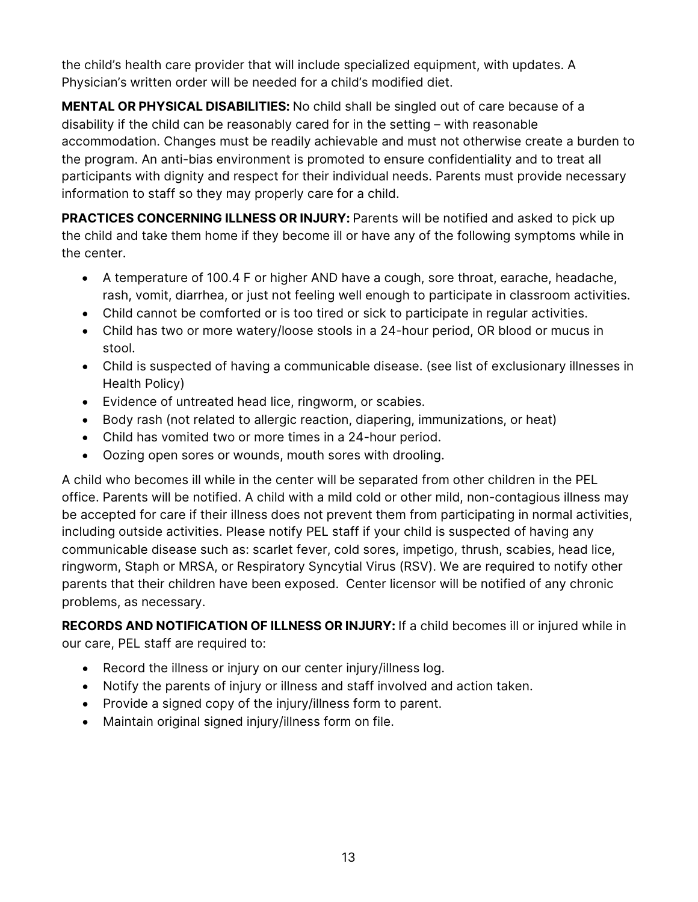the child's health care provider that will include specialized equipment, with updates. A Physician's written order will be needed for a child's modified diet.

**MENTAL OR PHYSICAL DISABILITIES:** No child shall be singled out of care because of a disability if the child can be reasonably cared for in the setting – with reasonable accommodation. Changes must be readily achievable and must not otherwise create a burden to the program. An anti-bias environment is promoted to ensure confidentiality and to treat all participants with dignity and respect for their individual needs. Parents must provide necessary information to staff so they may properly care for a child.

**PRACTICES CONCERNING ILLNESS OR INJURY:** Parents will be notified and asked to pick up the child and take them home if they become ill or have any of the following symptoms while in the center.

- A temperature of 100.4 F or higher AND have a cough, sore throat, earache, headache, rash, vomit, diarrhea, or just not feeling well enough to participate in classroom activities.
- Child cannot be comforted or is too tired or sick to participate in regular activities.
- Child has two or more watery/loose stools in a 24-hour period, OR blood or mucus in stool.
- Child is suspected of having a communicable disease. (see list of exclusionary illnesses in Health Policy)
- Evidence of untreated head lice, ringworm, or scabies.
- Body rash (not related to allergic reaction, diapering, immunizations, or heat)
- Child has vomited two or more times in a 24-hour period.
- Oozing open sores or wounds, mouth sores with drooling.

A child who becomes ill while in the center will be separated from other children in the PEL office. Parents will be notified. A child with a mild cold or other mild, non-contagious illness may be accepted for care if their illness does not prevent them from participating in normal activities, including outside activities. Please notify PEL staff if your child is suspected of having any communicable disease such as: scarlet fever, cold sores, impetigo, thrush, scabies, head lice, ringworm, Staph or MRSA, or Respiratory Syncytial Virus (RSV). We are required to notify other parents that their children have been exposed. Center licensor will be notified of any chronic problems, as necessary.

**RECORDS AND NOTIFICATION OF ILLNESS OR INJURY:** If a child becomes ill or injured while in our care, PEL staff are required to:

- Record the illness or injury on our center injury/illness log.
- Notify the parents of injury or illness and staff involved and action taken.
- Provide a signed copy of the injury/illness form to parent.
- Maintain original signed injury/illness form on file.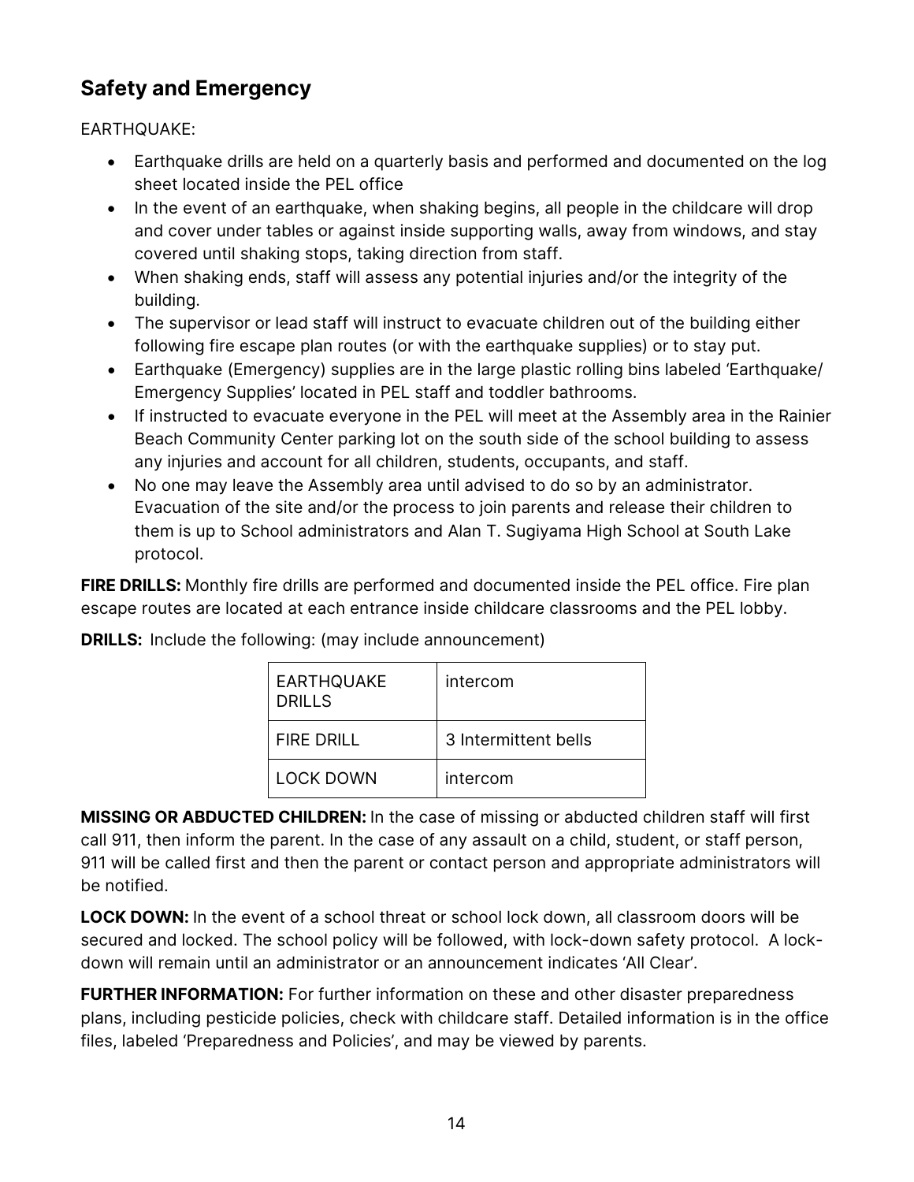## Safety and Emergency

EARTHQUAKE:

- Earthquake drills are held on a quarterly basis and performed and documented on the log sheet located inside the PEL office
- In the event of an earthquake, when shaking begins, all people in the childcare will drop and cover under tables or against inside supporting walls, away from windows, and stay covered until shaking stops, taking direction from staff.
- When shaking ends, staff will assess any potential injuries and/or the integrity of the building.
- The supervisor or lead staff will instruct to evacuate children out of the building either following fire escape plan routes (or with the earthquake supplies) or to stay put.
- Earthquake (Emergency) supplies are in the large plastic rolling bins labeled 'Earthquake/ Emergency Supplies' located in PEL staff and toddler bathrooms.
- If instructed to evacuate everyone in the PEL will meet at the Assembly area in the Rainier Beach Community Center parking lot on the south side of the school building to assess any injuries and account for all children, students, occupants, and staff.
- No one may leave the Assembly area until advised to do so by an administrator. Evacuation of the site and/or the process to join parents and release their children to them is up to School administrators and Alan T. Sugiyama High School at South Lake protocol.

**FIRE DRILLS:** Monthly fire drills are performed and documented inside the PEL office. Fire plan escape routes are located at each entrance inside childcare classrooms and the PEL lobby.

**DRILLS:** Include the following: (may include announcement)

| | |
|---|---|
| EARTHQUAKE DRILLS | intercom |
| FIRE DRILL | 3 Intermittent bells |
| LOCK DOWN | intercom |

**MISSING OR ABDUCTED CHILDREN:** In the case of missing or abducted children staff will first call 911, then inform the parent. In the case of any assault on a child, student, or staff person, 911 will be called first and then the parent or contact person and appropriate administrators will be notified.

**LOCK DOWN:** In the event of a school threat or school lock down, all classroom doors will be secured and locked. The school policy will be followed, with lock-down safety protocol. A lock-down will remain until an administrator or an announcement indicates 'All Clear'.

**FURTHER INFORMATION:** For further information on these and other disaster preparedness plans, including pesticide policies, check with childcare staff. Detailed information is in the office files, labeled 'Preparedness and Policies', and may be viewed by parents.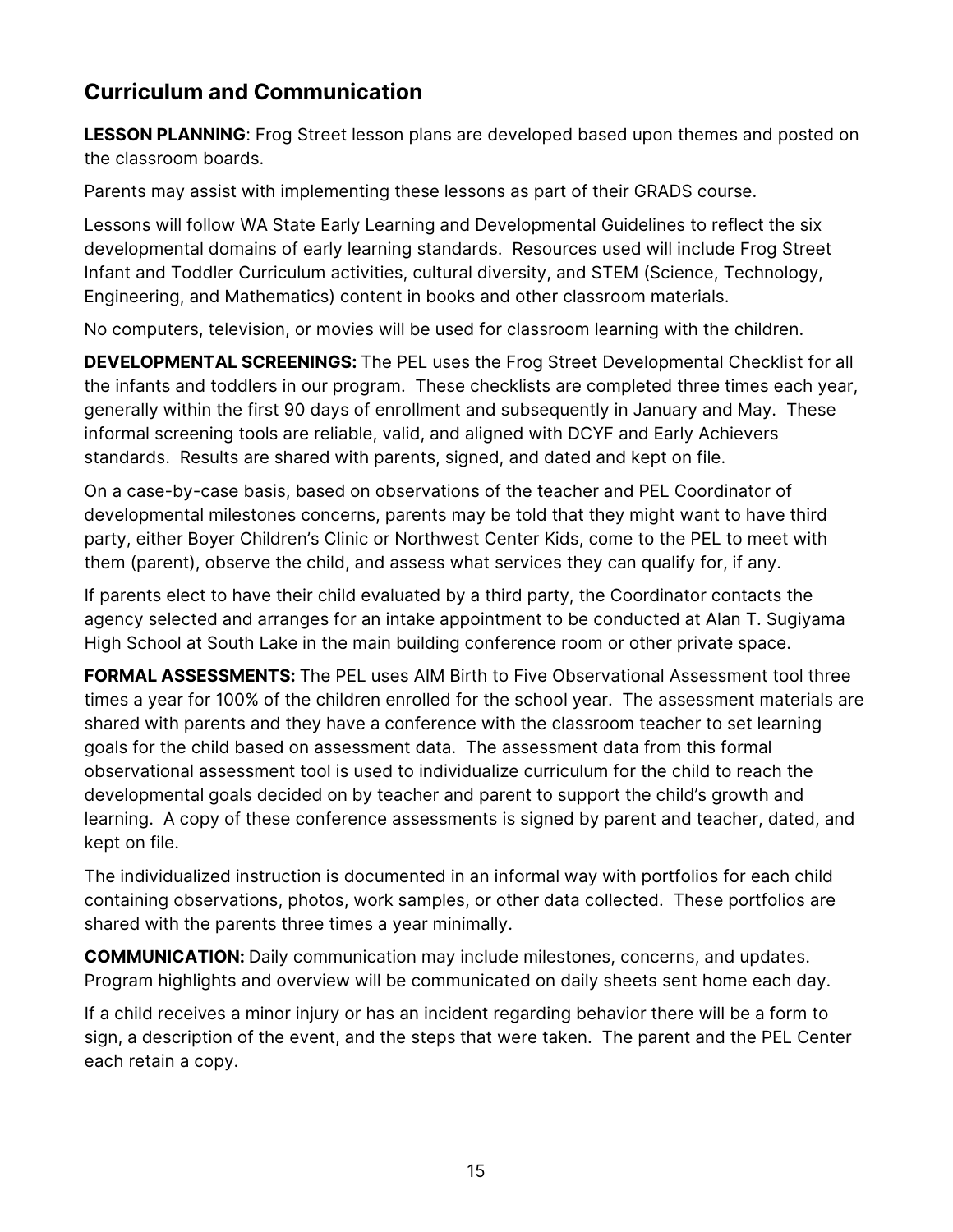## Curriculum and Communication

**LESSON PLANNING**: Frog Street lesson plans are developed based upon themes and posted on the classroom boards.

Parents may assist with implementing these lessons as part of their GRADS course.

Lessons will follow WA State Early Learning and Developmental Guidelines to reflect the six developmental domains of early learning standards. Resources used will include Frog Street Infant and Toddler Curriculum activities, cultural diversity, and STEM (Science, Technology, Engineering, and Mathematics) content in books and other classroom materials.

No computers, television, or movies will be used for classroom learning with the children.

**DEVELOPMENTAL SCREENINGS:** The PEL uses the Frog Street Developmental Checklist for all the infants and toddlers in our program. These checklists are completed three times each year, generally within the first 90 days of enrollment and subsequently in January and May. These informal screening tools are reliable, valid, and aligned with DCYF and Early Achievers standards. Results are shared with parents, signed, and dated and kept on file.

On a case-by-case basis, based on observations of the teacher and PEL Coordinator of developmental milestones concerns, parents may be told that they might want to have third party, either Boyer Children's Clinic or Northwest Center Kids, come to the PEL to meet with them (parent), observe the child, and assess what services they can qualify for, if any.

If parents elect to have their child evaluated by a third party, the Coordinator contacts the agency selected and arranges for an intake appointment to be conducted at Alan T. Sugiyama High School at South Lake in the main building conference room or other private space.

**FORMAL ASSESSMENTS:** The PEL uses AIM Birth to Five Observational Assessment tool three times a year for 100% of the children enrolled for the school year. The assessment materials are shared with parents and they have a conference with the classroom teacher to set learning goals for the child based on assessment data. The assessment data from this formal observational assessment tool is used to individualize curriculum for the child to reach the developmental goals decided on by teacher and parent to support the child's growth and learning. A copy of these conference assessments is signed by parent and teacher, dated, and kept on file.

The individualized instruction is documented in an informal way with portfolios for each child containing observations, photos, work samples, or other data collected. These portfolios are shared with the parents three times a year minimally.

**COMMUNICATION:** Daily communication may include milestones, concerns, and updates. Program highlights and overview will be communicated on daily sheets sent home each day.

If a child receives a minor injury or has an incident regarding behavior there will be a form to sign, a description of the event, and the steps that were taken. The parent and the PEL Center each retain a copy.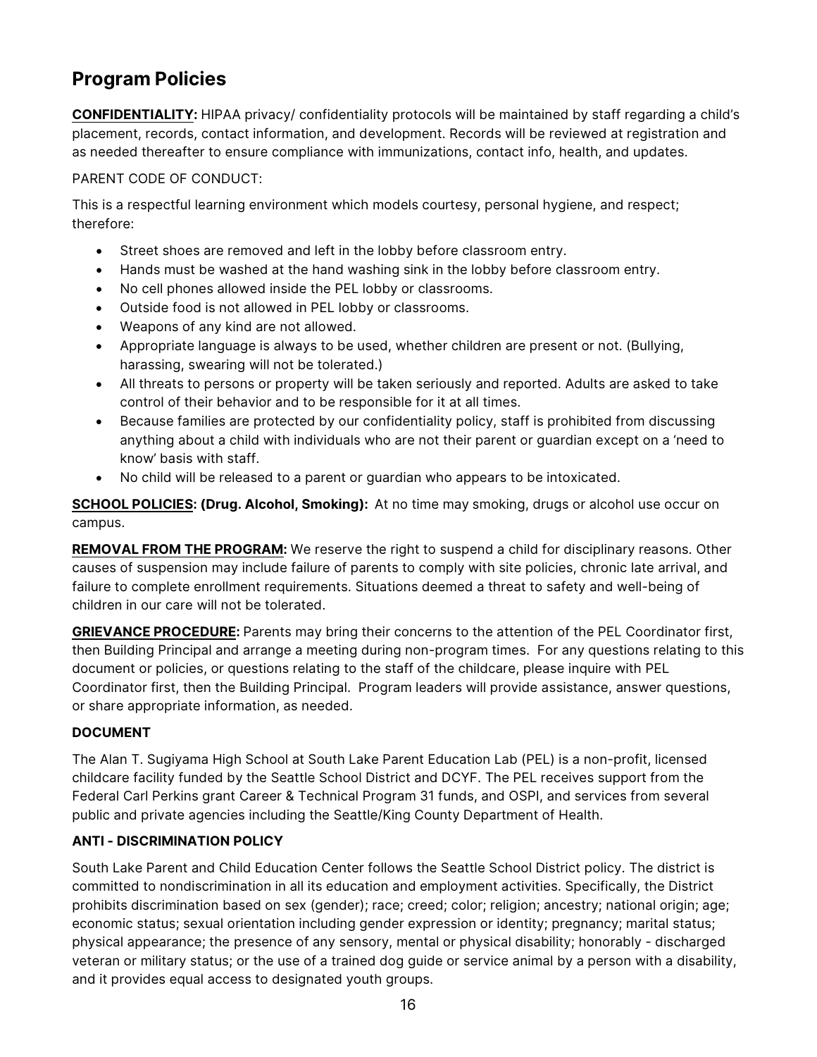## Program Policies

**CONFIDENTIALITY:** HIPAA privacy/ confidentiality protocols will be maintained by staff regarding a child's placement, records, contact information, and development. Records will be reviewed at registration and as needed thereafter to ensure compliance with immunizations, contact info, health, and updates.

PARENT CODE OF CONDUCT:

This is a respectful learning environment which models courtesy, personal hygiene, and respect; therefore:

- Street shoes are removed and left in the lobby before classroom entry.
- Hands must be washed at the hand washing sink in the lobby before classroom entry.
- No cell phones allowed inside the PEL lobby or classrooms.
- Outside food is not allowed in PEL lobby or classrooms.
- Weapons of any kind are not allowed.
- Appropriate language is always to be used, whether children are present or not. (Bullying, harassing, swearing will not be tolerated.)
- All threats to persons or property will be taken seriously and reported. Adults are asked to take control of their behavior and to be responsible for it at all times.
- Because families are protected by our confidentiality policy, staff is prohibited from discussing anything about a child with individuals who are not their parent or guardian except on a 'need to know' basis with staff.
- No child will be released to a parent or guardian who appears to be intoxicated.

**SCHOOL POLICIES: (Drug. Alcohol, Smoking):** At no time may smoking, drugs or alcohol use occur on campus.

**REMOVAL FROM THE PROGRAM:** We reserve the right to suspend a child for disciplinary reasons. Other causes of suspension may include failure of parents to comply with site policies, chronic late arrival, and failure to complete enrollment requirements. Situations deemed a threat to safety and well-being of children in our care will not be tolerated.

**GRIEVANCE PROCEDURE:** Parents may bring their concerns to the attention of the PEL Coordinator first, then Building Principal and arrange a meeting during non-program times. For any questions relating to this document or policies, or questions relating to the staff of the childcare, please inquire with PEL Coordinator first, then the Building Principal. Program leaders will provide assistance, answer questions, or share appropriate information, as needed.

**DOCUMENT**

The Alan T. Sugiyama High School at South Lake Parent Education Lab (PEL) is a non-profit, licensed childcare facility funded by the Seattle School District and DCYF. The PEL receives support from the Federal Carl Perkins grant Career & Technical Program 31 funds, and OSPI, and services from several public and private agencies including the Seattle/King County Department of Health.

**ANTI - DISCRIMINATION POLICY**

South Lake Parent and Child Education Center follows the Seattle School District policy. The district is committed to nondiscrimination in all its education and employment activities. Specifically, the District prohibits discrimination based on sex (gender); race; creed; color; religion; ancestry; national origin; age; economic status; sexual orientation including gender expression or identity; pregnancy; marital status; physical appearance; the presence of any sensory, mental or physical disability; honorably - discharged veteran or military status; or the use of a trained dog guide or service animal by a person with a disability, and it provides equal access to designated youth groups.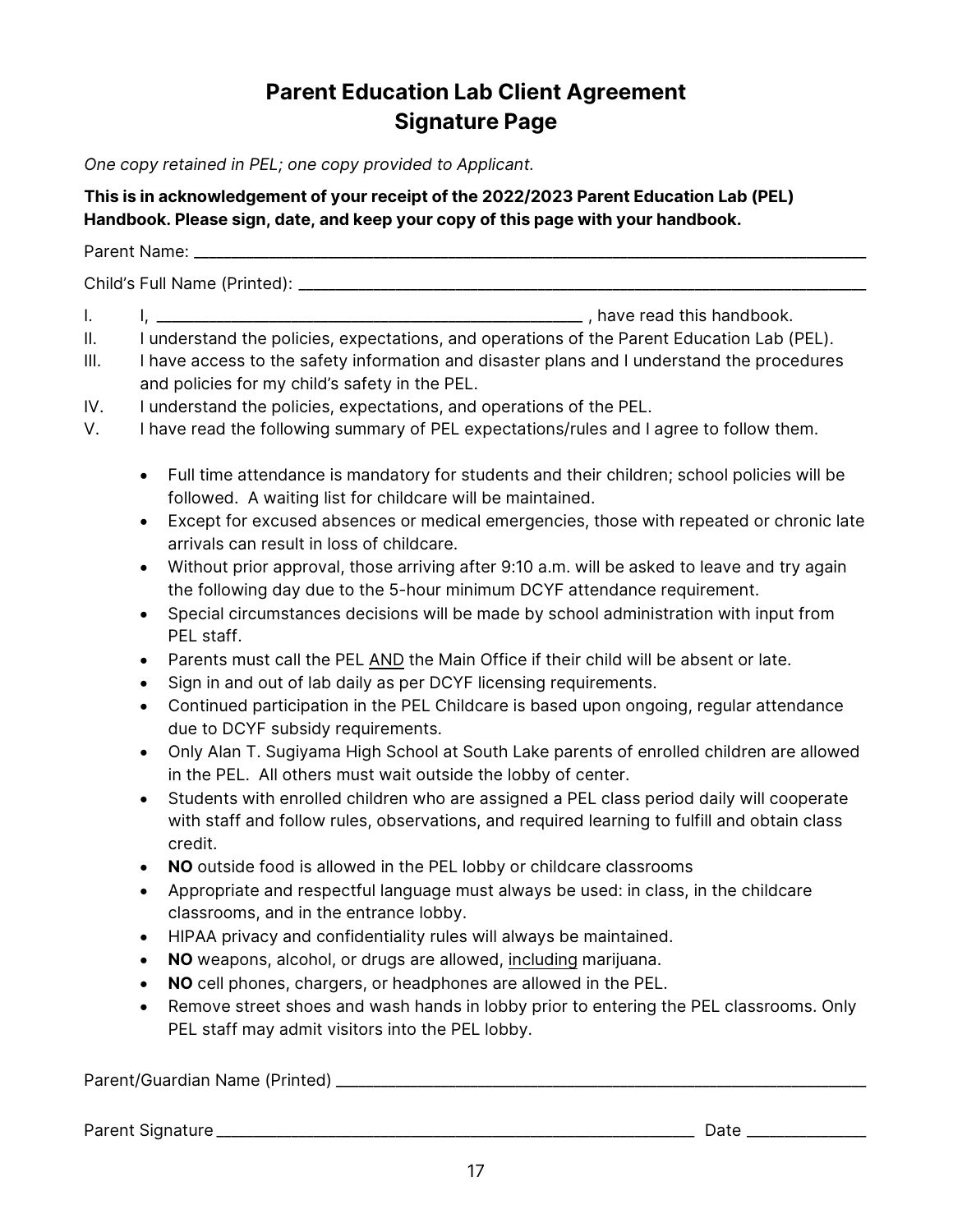# Parent Education Lab Client Agreement
# Signature Page

*One copy retained in PEL; one copy provided to Applicant.*

**This is in acknowledgement of your receipt of the 2022/2023 Parent Education Lab (PEL) Handbook. Please sign, date, and keep your copy of this page with your handbook.**

Parent Name: ___________________________________________________________________________

Child's Full Name (Printed): ______________________________________________________________

I. I, _______________________________________________ , have read this handbook.

II. I understand the policies, expectations, and operations of the Parent Education Lab (PEL).

III. I have access to the safety information and disaster plans and I understand the procedures and policies for my child's safety in the PEL.

IV. I understand the policies, expectations, and operations of the PEL.

V. I have read the following summary of PEL expectations/rules and I agree to follow them.

- Full time attendance is mandatory for students and their children; school policies will be followed. A waiting list for childcare will be maintained.
- Except for excused absences or medical emergencies, those with repeated or chronic late arrivals can result in loss of childcare.
- Without prior approval, those arriving after 9:10 a.m. will be asked to leave and try again the following day due to the 5-hour minimum DCYF attendance requirement.
- Special circumstances decisions will be made by school administration with input from PEL staff.
- Parents must call the PEL <u>AND</u> the Main Office if their child will be absent or late.
- Sign in and out of lab daily as per DCYF licensing requirements.
- Continued participation in the PEL Childcare is based upon ongoing, regular attendance due to DCYF subsidy requirements.
- Only Alan T. Sugiyama High School at South Lake parents of enrolled children are allowed in the PEL. All others must wait outside the lobby of center.
- Students with enrolled children who are assigned a PEL class period daily will cooperate with staff and follow rules, observations, and required learning to fulfill and obtain class credit.
- **NO** outside food is allowed in the PEL lobby or childcare classrooms
- Appropriate and respectful language must always be used: in class, in the childcare classrooms, and in the entrance lobby.
- HIPAA privacy and confidentiality rules will always be maintained.
- **NO** weapons, alcohol, or drugs are allowed, <u>including</u> marijuana.
- **NO** cell phones, chargers, or headphones are allowed in the PEL.
- Remove street shoes and wash hands in lobby prior to entering the PEL classrooms. Only PEL staff may admit visitors into the PEL lobby.

Parent/Guardian Name (Printed) ____________________________________________________

Parent Signature ___________________________________________ Date _____________